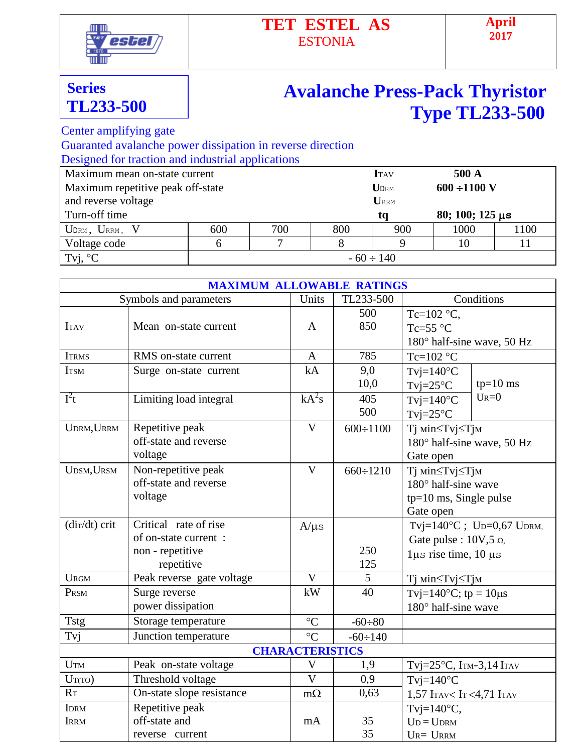TET ESTEL AS
ESTONIA

April 2017

**Series TL233-500**

# Avalanche Press-Pack Thyristor Type TL233-500

Center amplifying gate
Guaranted avalanche power dissipation in reverse direction
Designed for traction and industrial applications

| | | | | | | |
|---|---|---|---|---|---|---|
| Maximum mean on-state current | | | | $I_{TAV}$ | 500 A | |
| Maximum repetitive peak off-state and reverse voltage | | | | $U_{DRM}$ $U_{RRM}$ | 600 ÷1100 V | |
| Turn-off time | | | | tq | 80; 100; 125 μs | |
| $U_{DRM}$, $U_{RRM}$, V | 600 | 700 | 800 | 900 | 1000 | 1100 |
| Voltage code | 6 | 7 | 8 | 9 | 10 | 11 |
| Tvj, °C | - 60 ÷ 140 | | | | | |

## MAXIMUM ALLOWABLE RATINGS

| Symbols and parameters | | Units | TL233-500 | Conditions | |
|---|---|---|---|---|---|
| $I_{TAV}$ | Mean on-state current | A | 500<br>850 | Tc=102 °C,<br>Tc=55 °C<br>180° half-sine wave, 50 Hz | |
| $I_{TRMS}$ | RMS on-state current | A | 785 | Tc=102 °C | |
| $I_{TSM}$ | Surge on-state current | kA | 9,0<br>10,0 | Tvj=140°C<br>Tvj=25°C | tp=10 ms<br>$U_R$=0 |
| $I^2t$ | Limiting load integral | $kA^2s$ | 405<br>500 | Tvj=140°C<br>Tvj=25°C | |
| $U_{DRM}$,$U_{RRM}$ | Repetitive peak off-state and reverse voltage | V | 600÷1100 | Tj min≤Tvj≤TjM<br>180° half-sine wave, 50 Hz<br>Gate open | |
| $U_{DSM}$,$U_{RSM}$ | Non-repetitive peak off-state and reverse voltage | V | 660÷1210 | Tj min≤Tvj≤TjM<br>180° half-sine wave<br>tp=10 ms, Single pulse<br>Gate open | |
| $(di_T/dt)$ crit | Critical rate of rise of on-state current :<br>non - repetitive<br>repetitive | A/μs | <br>250<br>125 | Tvj=140°C ; $U_D$=0,67 $U_{DRM}$,<br>Gate pulse : 10V,5 Ω,<br>1μs rise time, 10 μs | |
| $U_{RGM}$ | Peak reverse gate voltage | V | 5 | Tj min≤Tvj≤TjM | |
| $P_{RSM}$ | Surge reverse power dissipation | kW | 40 | Tvj=140°C; tp = 10μs<br>180° half-sine wave | |
| Tstg | Storage temperature | °C | -60÷80 | | |
| Tvj | Junction temperature | °C | -60÷140 | | |

## CHARACTERISTICS

| Symbols and parameters | | Units | TL233-500 | Conditions |
|---|---|---|---|---|
| $U_{TM}$ | Peak on-state voltage | V | 1,9 | Tvj=25°C, $I_{TM}$=3,14 $I_{TAV}$ |
| $U_{T(TO)}$ | Threshold voltage | V | 0,9 | Tvj=140°C<br>1,57 $I_{TAV}$< $I_T$ <4,71 $I_{TAV}$ |
| $R_T$ | On-state slope resistance | mΩ | 0,63 | |
| $I_{DRM}$<br>$I_{RRM}$ | Repetitive peak off-state and reverse current | mA | 35<br>35 | Tvj=140°C,<br>$U_D$ = $U_{DRM}$<br>$U_R$= $U_{RRM}$ |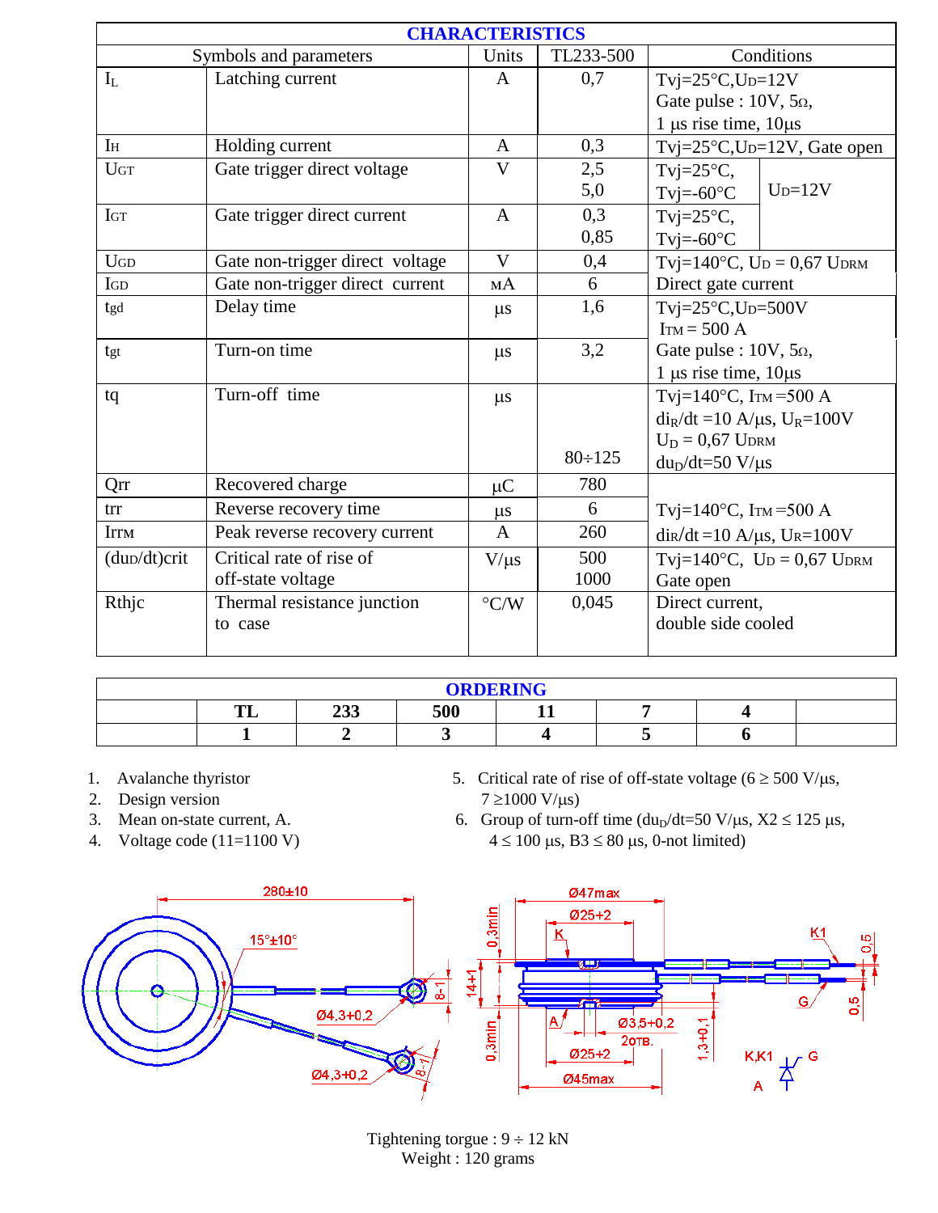## CHARACTERISTICS

| Symbols and parameters | | Units | TL233-500 | Conditions | |
|---|---|---|---|---|---|
| $I_L$ | Latching current | A | 0,7 | Tvj=25°C,$U_D$=12V<br>Gate pulse : 10V, 5Ω,<br>1 μs rise time, 10μs | |
| $I_H$ | Holding current | A | 0,3 | Tvj=25°C,$U_D$=12V, Gate open | |
| $U_{GT}$ | Gate trigger direct voltage | V | 2,5<br>5,0 | Tvj=25°C,<br>Tvj=-60°C | $U_D$=12V |
| $I_{GT}$ | Gate trigger direct current | A | 0,3<br>0,85 | Tvj=25°C,<br>Tvj=-60°C | |
| $U_{GD}$ | Gate non-trigger direct voltage | V | 0,4 | Tvj=140°C, $U_D$ = 0,67 $U_{DRM}$ | |
| $I_{GD}$ | Gate non-trigger direct current | мA | 6 | Direct gate current | |
| $t_{gd}$ | Delay time | μs | 1,6 | Tvj=25°C,$U_D$=500V<br>$I_{TM}$ = 500 A | |
| $t_{gt}$ | Turn-on time | μs | 3,2 | Gate pulse : 10V, 5Ω,<br>1 μs rise time, 10μs | |
| tq | Turn-off time | μs | 80÷125 | Tvj=140°C, $I_{TM}$ =500 A<br>$di_R/dt$ =10 A/μs, $U_R$=100V<br>$U_D$ = 0,67 $U_{DRM}$<br>$du_D/dt$=50 V/μs | |
| Qrr | Recovered charge | μC | 780 | Tvj=140°C, $I_{TM}$ =500 A<br>$di_R/dt$ =10 A/μs, $U_R$=100V | |
| trr | Reverse recovery time | μs | 6 | | |
| $I_{RM}$ | Peak reverse recovery current | A | 260 | | |
| $(du_D/dt)crit$ | Critical rate of rise of off-state voltage | V/μs | 500<br>1000 | Tvj=140°C, $U_D$ = 0,67 $U_{DRM}$<br>Gate open | |
| Rthjc | Thermal resistance junction to case | °C/W | 0,045 | Direct current,<br>double side cooled | |

## ORDERING

| | TL | 233 | 500 | 11 | 7 | 4 | |
|---|---|---|---|---|---|---|---|
| | 1 | 2 | 3 | 4 | 5 | 6 | |

1. Avalanche thyristor
2. Design version
3. Mean on-state current, A.
4. Voltage code (11=1100 V)
5. Critical rate of rise of off-state voltage (6 ≥ 500 V/μs, 7 ≥1000 V/μs)
6. Group of turn-off time ($du_D/dt$=50 V/μs, X2 ≤ 125 μs, 4 ≤ 100 μs, B3 ≤ 80 μs, 0-not limited)

280±10
15°±10°
8-1
Ø4,3+0,2
Ø4,3+0,2
8-1
Ø47max
Ø25+2
0,3min
K
K1
0,5
14+1
G
0,5
A
Ø3,5+0,2
2отв.
1,3+0,1
0,3min
Ø25+2
Ø45max
K,K1
G
A

Tightening torgue : 9 ÷ 12 kN
Weight : 120 grams